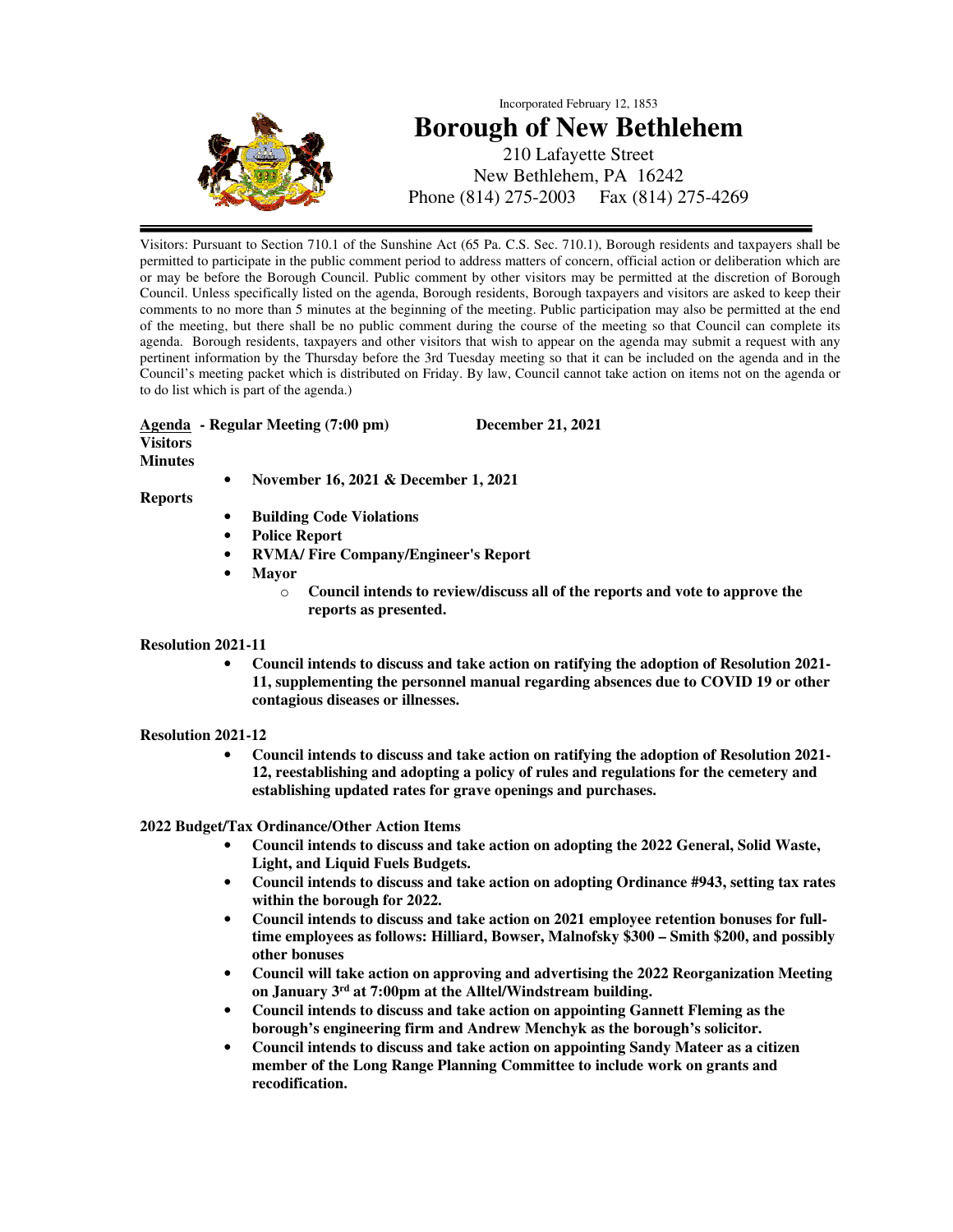Incorporated February 12, 1853

# Borough of New Bethlehem

210 Lafayette Street
New Bethlehem, PA 16242
Phone (814) 275-2003 Fax (814) 275-4269

---

Visitors: Pursuant to Section 710.1 of the Sunshine Act (65 Pa. C.S. Sec. 710.1), Borough residents and taxpayers shall be permitted to participate in the public comment period to address matters of concern, official action or deliberation which are or may be before the Borough Council. Public comment by other visitors may be permitted at the discretion of Borough Council. Unless specifically listed on the agenda, Borough residents, Borough taxpayers and visitors are asked to keep their comments to no more than 5 minutes at the beginning of the meeting. Public participation may also be permitted at the end of the meeting, but there shall be no public comment during the course of the meeting so that Council can complete its agenda. Borough residents, taxpayers and other visitors that wish to appear on the agenda may submit a request with any pertinent information by the Thursday before the 3rd Tuesday meeting so that it can be included on the agenda and in the Council's meeting packet which is distributed on Friday. By law, Council cannot take action on items not on the agenda or to do list which is part of the agenda.)

**Agenda - Regular Meeting (7:00 pm) December 21, 2021**

**Visitors**

**Minutes**

- **November 16, 2021 & December 1, 2021**

**Reports**

- **Building Code Violations**
- **Police Report**
- **RVMA/ Fire Company/Engineer's Report**
- **Mayor**
  - **Council intends to review/discuss all of the reports and vote to approve the reports as presented.**

**Resolution 2021-11**

- **Council intends to discuss and take action on ratifying the adoption of Resolution 2021-11, supplementing the personnel manual regarding absences due to COVID 19 or other contagious diseases or illnesses.**

**Resolution 2021-12**

- **Council intends to discuss and take action on ratifying the adoption of Resolution 2021-12, reestablishing and adopting a policy of rules and regulations for the cemetery and establishing updated rates for grave openings and purchases.**

**2022 Budget/Tax Ordinance/Other Action Items**

- **Council intends to discuss and take action on adopting the 2022 General, Solid Waste, Light, and Liquid Fuels Budgets.**
- **Council intends to discuss and take action on adopting Ordinance #943, setting tax rates within the borough for 2022.**
- **Council intends to discuss and take action on 2021 employee retention bonuses for full-time employees as follows: Hilliard, Bowser, Malnofsky $300 – Smith $200, and possibly other bonuses**
- **Council will take action on approving and advertising the 2022 Reorganization Meeting on January 3rd at 7:00pm at the Alltel/Windstream building.**
- **Council intends to discuss and take action on appointing Gannett Fleming as the borough's engineering firm and Andrew Menchyk as the borough's solicitor.**
- **Council intends to discuss and take action on appointing Sandy Mateer as a citizen member of the Long Range Planning Committee to include work on grants and recodification.**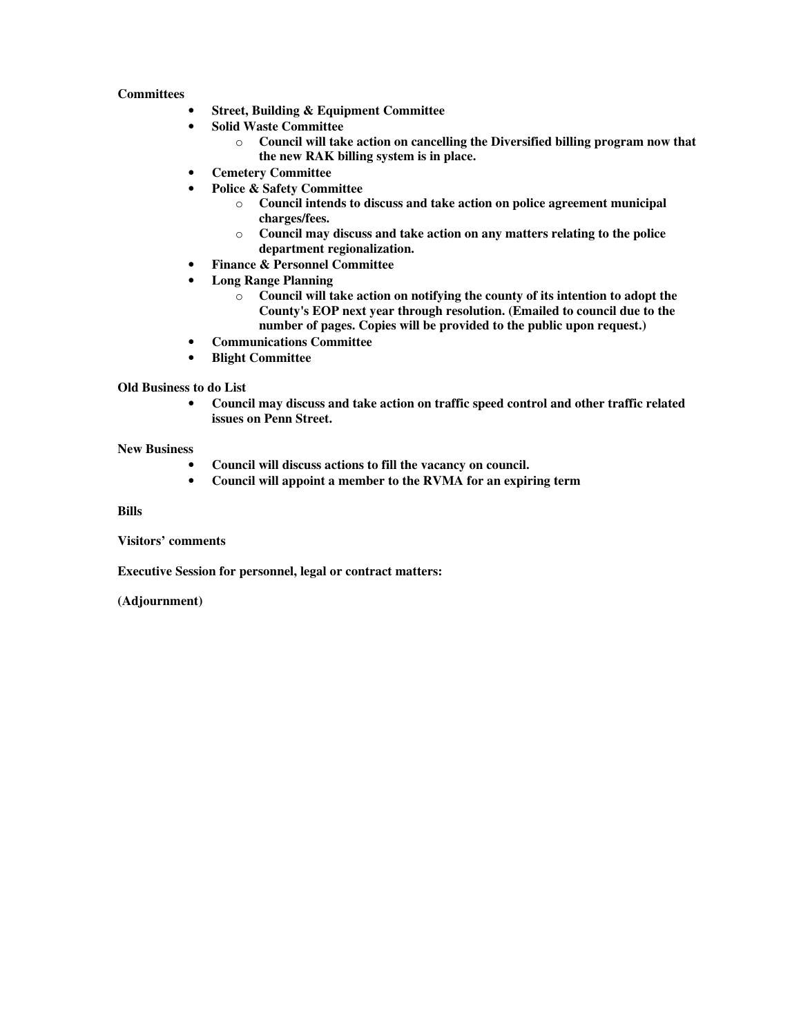**Committees**

- **Street, Building & Equipment Committee**
- **Solid Waste Committee**
  - **Council will take action on cancelling the Diversified billing program now that the new RAK billing system is in place.**
- **Cemetery Committee**
- **Police & Safety Committee**
  - **Council intends to discuss and take action on police agreement municipal charges/fees.**
  - **Council may discuss and take action on any matters relating to the police department regionalization.**
- **Finance & Personnel Committee**
- **Long Range Planning**
  - **Council will take action on notifying the county of its intention to adopt the County's EOP next year through resolution. (Emailed to council due to the number of pages. Copies will be provided to the public upon request.)**
- **Communications Committee**
- **Blight Committee**

**Old Business to do List**

- **Council may discuss and take action on traffic speed control and other traffic related issues on Penn Street.**

**New Business**

- **Council will discuss actions to fill the vacancy on council.**
- **Council will appoint a member to the RVMA for an expiring term**

**Bills**

**Visitors' comments**

**Executive Session for personnel, legal or contract matters:**

**(Adjournment)**